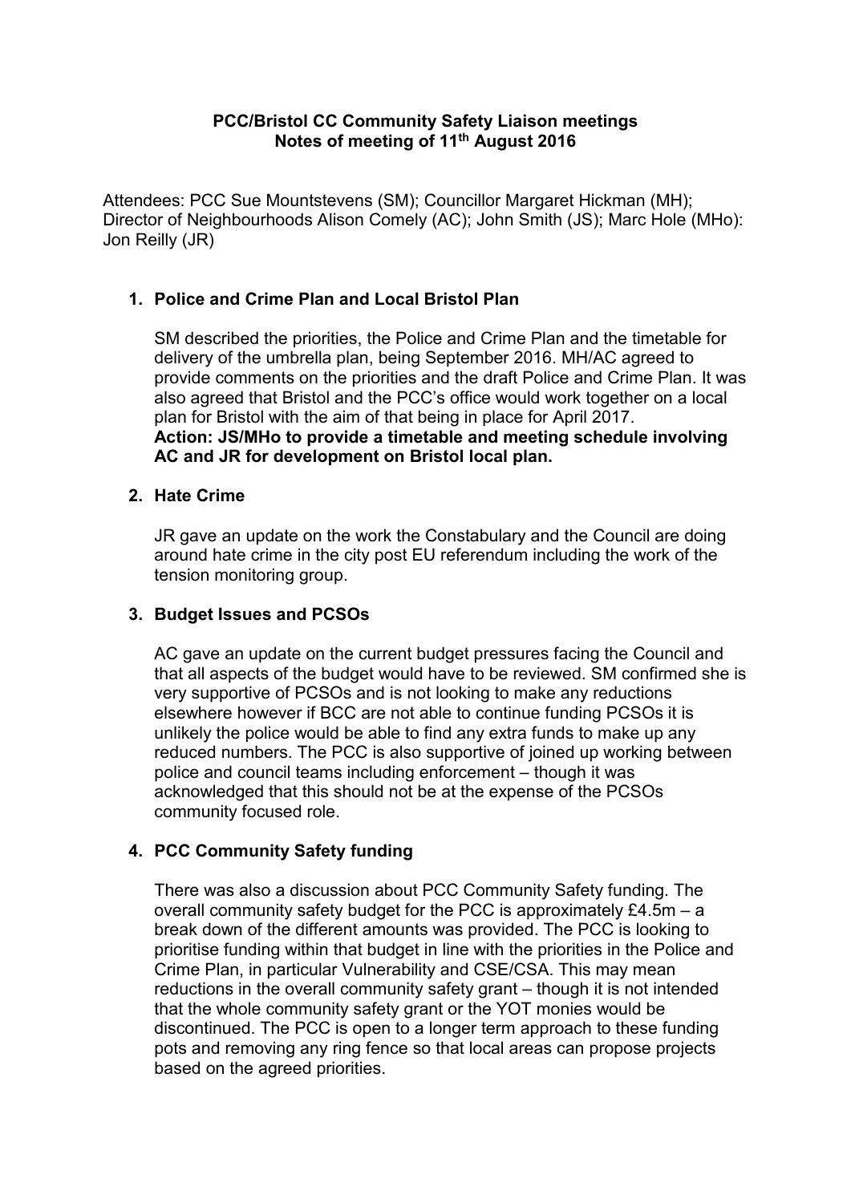**PCC/Bristol CC Community Safety Liaison meetings**
**Notes of meeting of 11th August 2016**

Attendees: PCC Sue Mountstevens (SM); Councillor Margaret Hickman (MH); Director of Neighbourhoods Alison Comely (AC); John Smith (JS); Marc Hole (MHo): Jon Reilly (JR)

1. **Police and Crime Plan and Local Bristol Plan**

   SM described the priorities, the Police and Crime Plan and the timetable for delivery of the umbrella plan, being September 2016. MH/AC agreed to provide comments on the priorities and the draft Police and Crime Plan. It was also agreed that Bristol and the PCC's office would work together on a local plan for Bristol with the aim of that being in place for April 2017.
   **Action: JS/MHo to provide a timetable and meeting schedule involving AC and JR for development on Bristol local plan.**

2. **Hate Crime**

   JR gave an update on the work the Constabulary and the Council are doing around hate crime in the city post EU referendum including the work of the tension monitoring group.

3. **Budget Issues and PCSOs**

   AC gave an update on the current budget pressures facing the Council and that all aspects of the budget would have to be reviewed. SM confirmed she is very supportive of PCSOs and is not looking to make any reductions elsewhere however if BCC are not able to continue funding PCSOs it is unlikely the police would be able to find any extra funds to make up any reduced numbers. The PCC is also supportive of joined up working between police and council teams including enforcement – though it was acknowledged that this should not be at the expense of the PCSOs community focused role.

4. **PCC Community Safety funding**

   There was also a discussion about PCC Community Safety funding. The overall community safety budget for the PCC is approximately £4.5m – a break down of the different amounts was provided. The PCC is looking to prioritise funding within that budget in line with the priorities in the Police and Crime Plan, in particular Vulnerability and CSE/CSA. This may mean reductions in the overall community safety grant – though it is not intended that the whole community safety grant or the YOT monies would be discontinued. The PCC is open to a longer term approach to these funding pots and removing any ring fence so that local areas can propose projects based on the agreed priorities.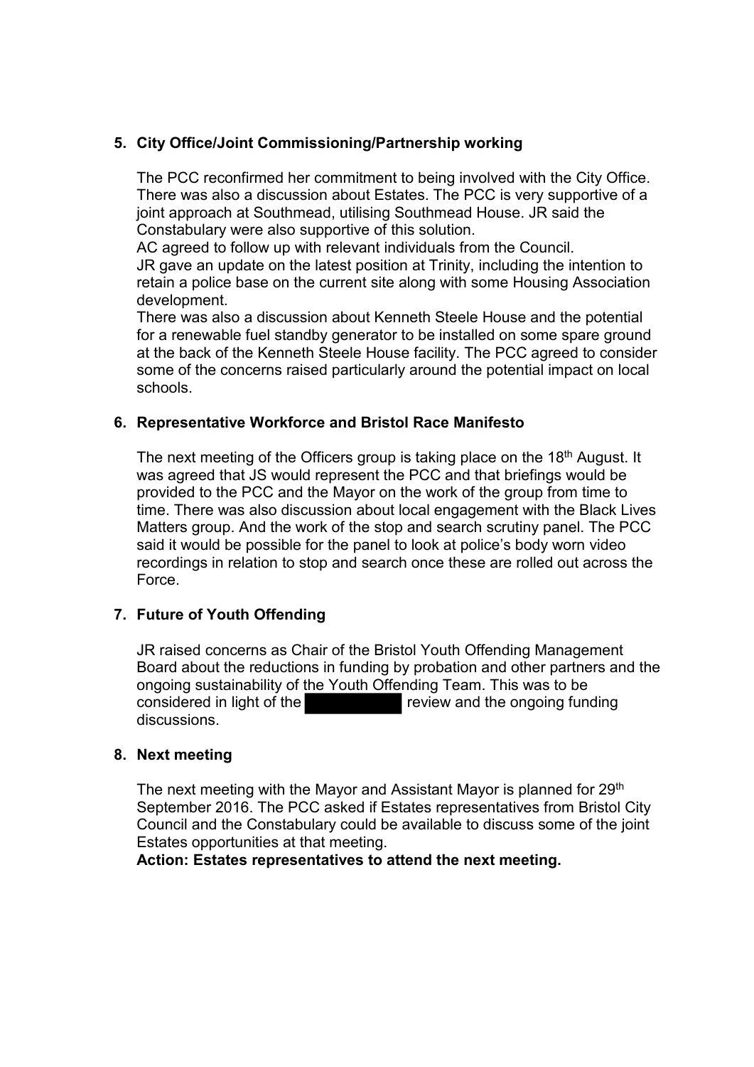5. **City Office/Joint Commissioning/Partnership working**

   The PCC reconfirmed her commitment to being involved with the City Office. There was also a discussion about Estates. The PCC is very supportive of a joint approach at Southmead, utilising Southmead House. JR said the Constabulary were also supportive of this solution.
   AC agreed to follow up with relevant individuals from the Council.
   JR gave an update on the latest position at Trinity, including the intention to retain a police base on the current site along with some Housing Association development.
   There was also a discussion about Kenneth Steele House and the potential for a renewable fuel standby generator to be installed on some spare ground at the back of the Kenneth Steele House facility. The PCC agreed to consider some of the concerns raised particularly around the potential impact on local schools.

6. **Representative Workforce and Bristol Race Manifesto**

   The next meeting of the Officers group is taking place on the 18th August. It was agreed that JS would represent the PCC and that briefings would be provided to the PCC and the Mayor on the work of the group from time to time. There was also discussion about local engagement with the Black Lives Matters group. And the work of the stop and search scrutiny panel. The PCC said it would be possible for the panel to look at police's body worn video recordings in relation to stop and search once these are rolled out across the Force.

7. **Future of Youth Offending**

   JR raised concerns as Chair of the Bristol Youth Offending Management Board about the reductions in funding by probation and other partners and the ongoing sustainability of the Youth Offending Team. This was to be considered in light of the [REDACTED] review and the ongoing funding discussions.

8. **Next meeting**

   The next meeting with the Mayor and Assistant Mayor is planned for 29th September 2016. The PCC asked if Estates representatives from Bristol City Council and the Constabulary could be available to discuss some of the joint Estates opportunities at that meeting.
   **Action: Estates representatives to attend the next meeting.**